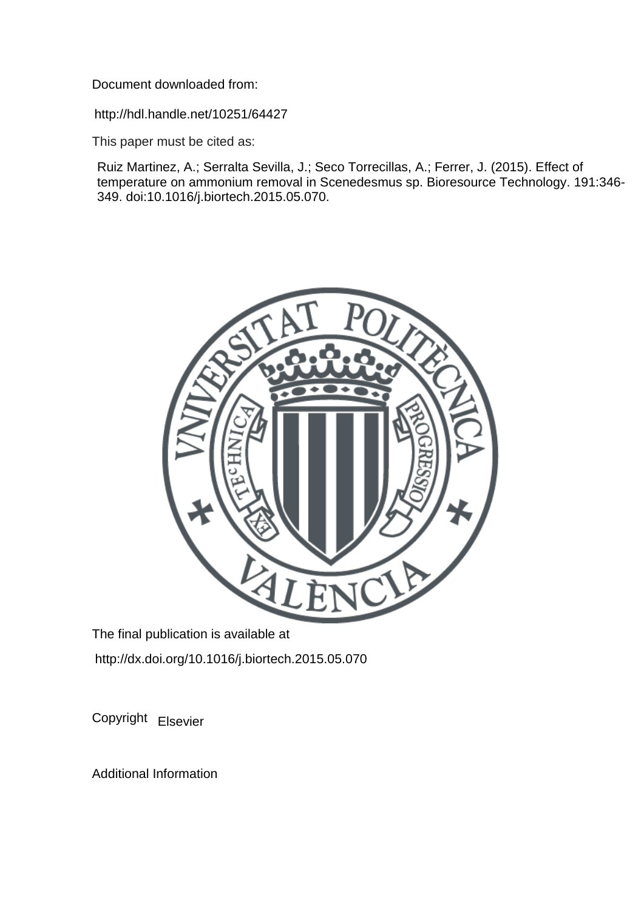Document downloaded from:

http://hdl.handle.net/10251/64427

This paper must be cited as:

Ruiz Martinez, A.; Serralta Sevilla, J.; Seco Torrecillas, A.; Ferrer, J. (2015). Effect of temperature on ammonium removal in Scenedesmus sp. Bioresource Technology. 191:346-349. doi:10.1016/j.biortech.2015.05.070.

The final publication is available at

http://dx.doi.org/10.1016/j.biortech.2015.05.070

Copyright Elsevier

Additional Information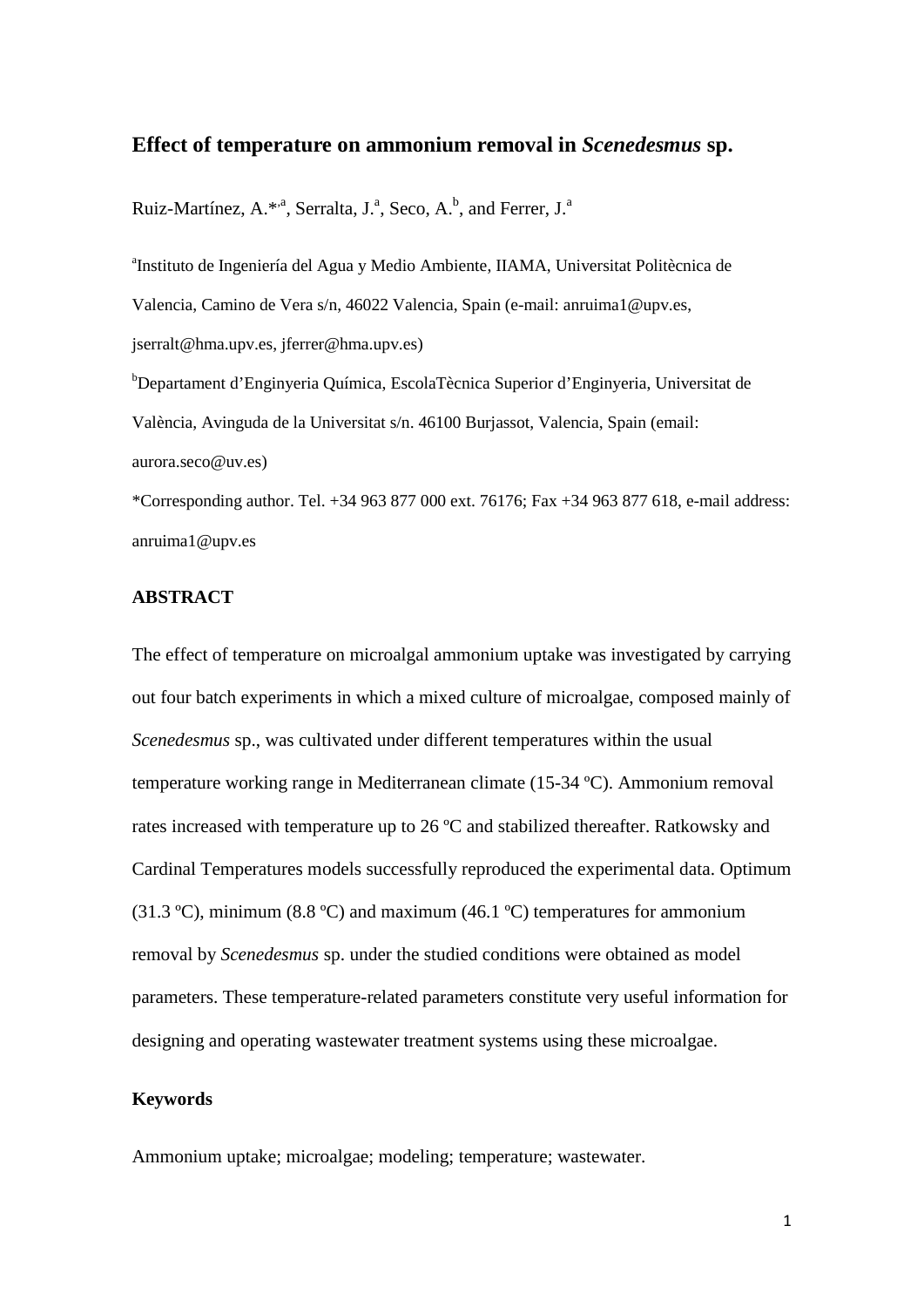# Effect of temperature on ammonium removal in *Scenedesmus* sp.

Ruiz-Martínez, A.*[,a], Serralta, J.[a], Seco, A.[b], and Ferrer, J.[a]

[a]Instituto de Ingeniería del Agua y Medio Ambiente, IIAMA, Universitat Politècnica de Valencia, Camino de Vera s/n, 46022 Valencia, Spain (e-mail: anruima1@upv.es, jserralt@hma.upv.es, jferrer@hma.upv.es)

[b]Departament d'Enginyeria Química, EscolaTècnica Superior d'Enginyeria, Universitat de València, Avinguda de la Universitat s/n. 46100 Burjassot, Valencia, Spain (email: aurora.seco@uv.es)

*Corresponding author. Tel. +34 963 877 000 ext. 76176; Fax +34 963 877 618, e-mail address: anruima1@upv.es

## ABSTRACT

The effect of temperature on microalgal ammonium uptake was investigated by carrying out four batch experiments in which a mixed culture of microalgae, composed mainly of *Scenedesmus* sp., was cultivated under different temperatures within the usual temperature working range in Mediterranean climate (15-34 ºC). Ammonium removal rates increased with temperature up to 26 ºC and stabilized thereafter. Ratkowsky and Cardinal Temperatures models successfully reproduced the experimental data. Optimum (31.3 ºC), minimum (8.8 ºC) and maximum (46.1 ºC) temperatures for ammonium removal by *Scenedesmus* sp. under the studied conditions were obtained as model parameters. These temperature-related parameters constitute very useful information for designing and operating wastewater treatment systems using these microalgae.

### Keywords

Ammonium uptake; microalgae; modeling; temperature; wastewater.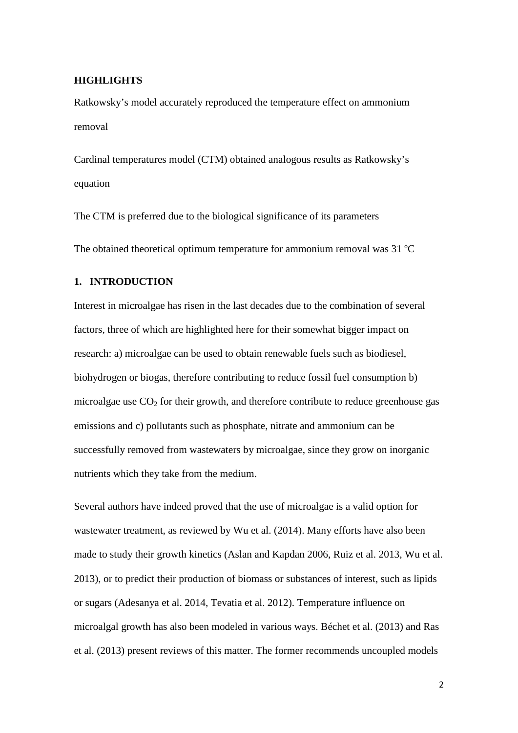## HIGHLIGHTS

Ratkowsky's model accurately reproduced the temperature effect on ammonium removal

Cardinal temperatures model (CTM) obtained analogous results as Ratkowsky's equation

The CTM is preferred due to the biological significance of its parameters

The obtained theoretical optimum temperature for ammonium removal was 31 ºC

## 1. INTRODUCTION

Interest in microalgae has risen in the last decades due to the combination of several factors, three of which are highlighted here for their somewhat bigger impact on research: a) microalgae can be used to obtain renewable fuels such as biodiesel, biohydrogen or biogas, therefore contributing to reduce fossil fuel consumption b) microalgae use $CO_2$ for their growth, and therefore contribute to reduce greenhouse gas emissions and c) pollutants such as phosphate, nitrate and ammonium can be successfully removed from wastewaters by microalgae, since they grow on inorganic nutrients which they take from the medium.

Several authors have indeed proved that the use of microalgae is a valid option for wastewater treatment, as reviewed by Wu et al. (2014). Many efforts have also been made to study their growth kinetics (Aslan and Kapdan 2006, Ruiz et al. 2013, Wu et al. 2013), or to predict their production of biomass or substances of interest, such as lipids or sugars (Adesanya et al. 2014, Tevatia et al. 2012). Temperature influence on microalgal growth has also been modeled in various ways. Béchet et al. (2013) and Ras et al. (2013) present reviews of this matter. The former recommends uncoupled models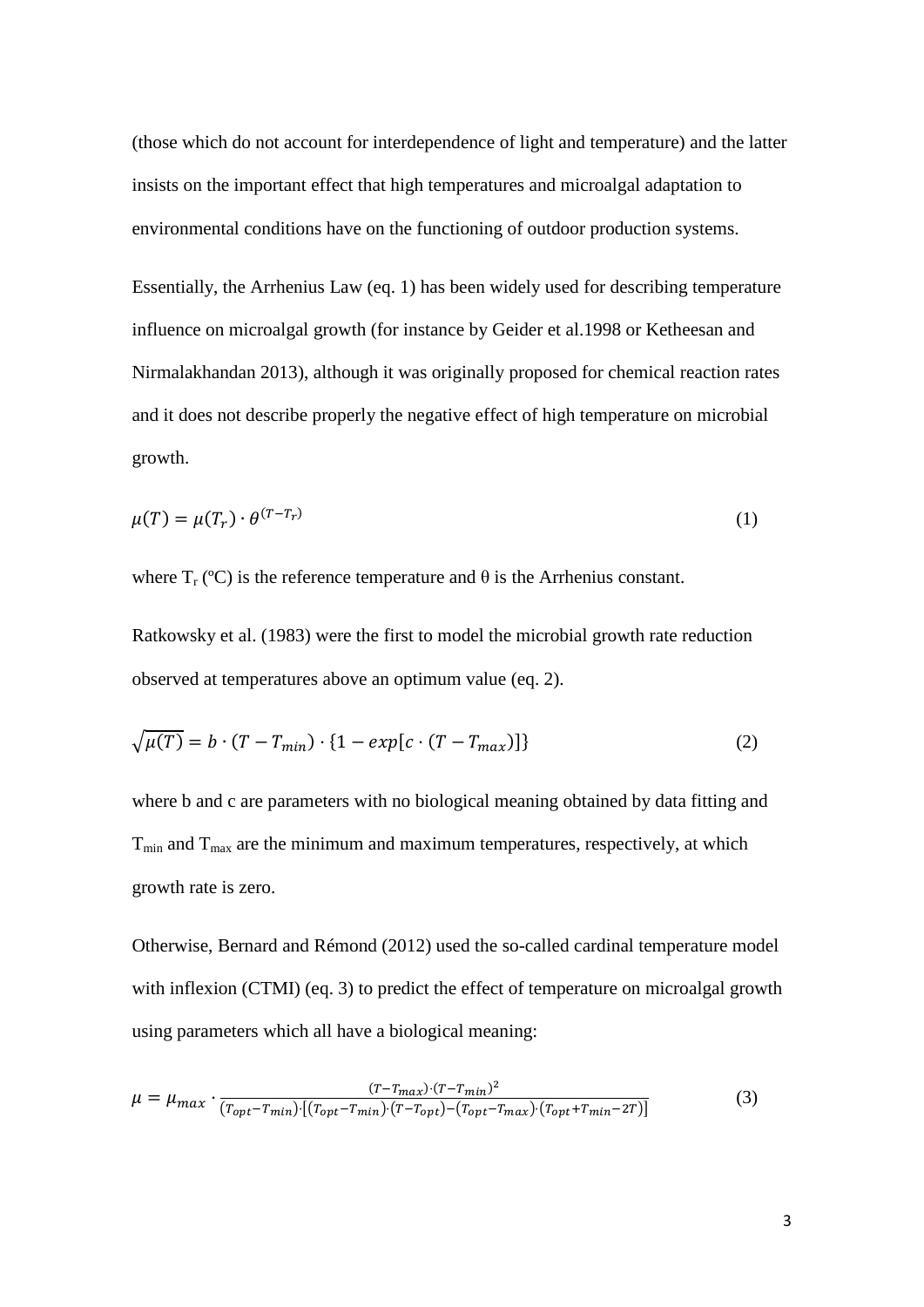(those which do not account for interdependence of light and temperature) and the latter insists on the important effect that high temperatures and microalgal adaptation to environmental conditions have on the functioning of outdoor production systems.

Essentially, the Arrhenius Law (eq. 1) has been widely used for describing temperature influence on microalgal growth (for instance by Geider et al.1998 or Ketheesan and Nirmalakhandan 2013), although it was originally proposed for chemical reaction rates and it does not describe properly the negative effect of high temperature on microbial growth.

$$\mu(T) = \mu(T_r) \cdot \theta^{(T-T_r)} \tag{1}$$

where $T_r$ (ºC) is the reference temperature and θ is the Arrhenius constant.

Ratkowsky et al. (1983) were the first to model the microbial growth rate reduction observed at temperatures above an optimum value (eq. 2).

$$\sqrt{\mu(T)} = b \cdot (T - T_{min}) \cdot \{1 - exp[c \cdot (T - T_{max})]\} \tag{2}$$

where b and c are parameters with no biological meaning obtained by data fitting and $T_{min}$ and $T_{max}$ are the minimum and maximum temperatures, respectively, at which growth rate is zero.

Otherwise, Bernard and Rémond (2012) used the so-called cardinal temperature model with inflexion (CTMI) (eq. 3) to predict the effect of temperature on microalgal growth using parameters which all have a biological meaning:

$$\mu = \mu_{max} \cdot \frac{(T-T_{max}) \cdot (T-T_{min})^2}{(T_{opt}-T_{min}) \cdot [(T_{opt}-T_{min}) \cdot (T-T_{opt}) - (T_{opt}-T_{max}) \cdot (T_{opt}+T_{min}-2T)]} \tag{3}$$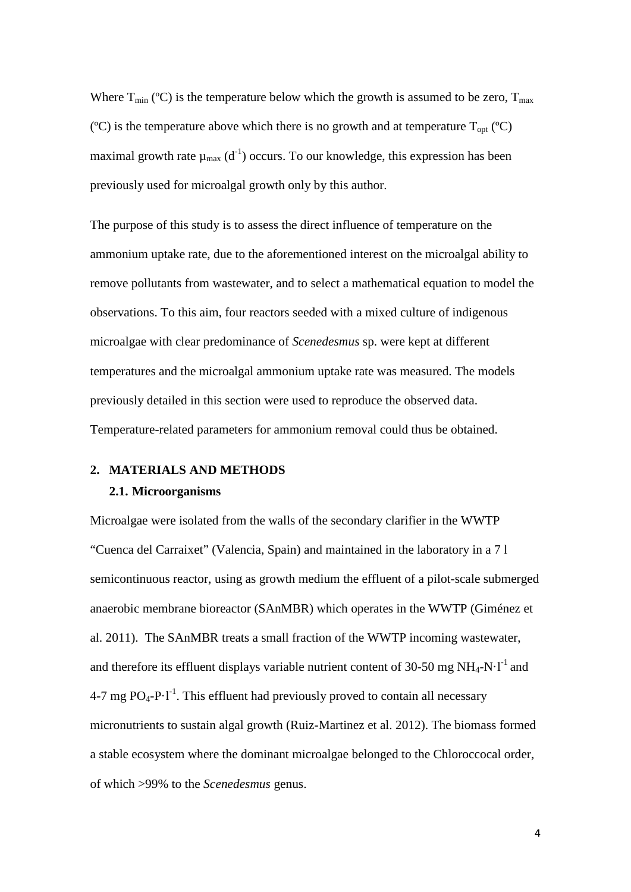Where $T_{min}$ (ºC) is the temperature below which the growth is assumed to be zero, $T_{max}$ (ºC) is the temperature above which there is no growth and at temperature $T_{opt}$ (ºC) maximal growth rate $\mu_{max}$ ($d^{-1}$) occurs. To our knowledge, this expression has been previously used for microalgal growth only by this author.

The purpose of this study is to assess the direct influence of temperature on the ammonium uptake rate, due to the aforementioned interest on the microalgal ability to remove pollutants from wastewater, and to select a mathematical equation to model the observations. To this aim, four reactors seeded with a mixed culture of indigenous microalgae with clear predominance of *Scenedesmus* sp. were kept at different temperatures and the microalgal ammonium uptake rate was measured. The models previously detailed in this section were used to reproduce the observed data. Temperature-related parameters for ammonium removal could thus be obtained.

## 2. MATERIALS AND METHODS

### 2.1. Microorganisms

Microalgae were isolated from the walls of the secondary clarifier in the WWTP "Cuenca del Carraixet" (Valencia, Spain) and maintained in the laboratory in a 7 l semicontinuous reactor, using as growth medium the effluent of a pilot-scale submerged anaerobic membrane bioreactor (SAnMBR) which operates in the WWTP (Giménez et al. 2011). The SAnMBR treats a small fraction of the WWTP incoming wastewater, and therefore its effluent displays variable nutrient content of 30-50 mg $NH_4$-N·$l^{-1}$ and 4-7 mg $PO_4$-P·$l^{-1}$. This effluent had previously proved to contain all necessary micronutrients to sustain algal growth (Ruiz-Martinez et al. 2012). The biomass formed a stable ecosystem where the dominant microalgae belonged to the Chloroccocal order, of which >99% to the *Scenedesmus* genus.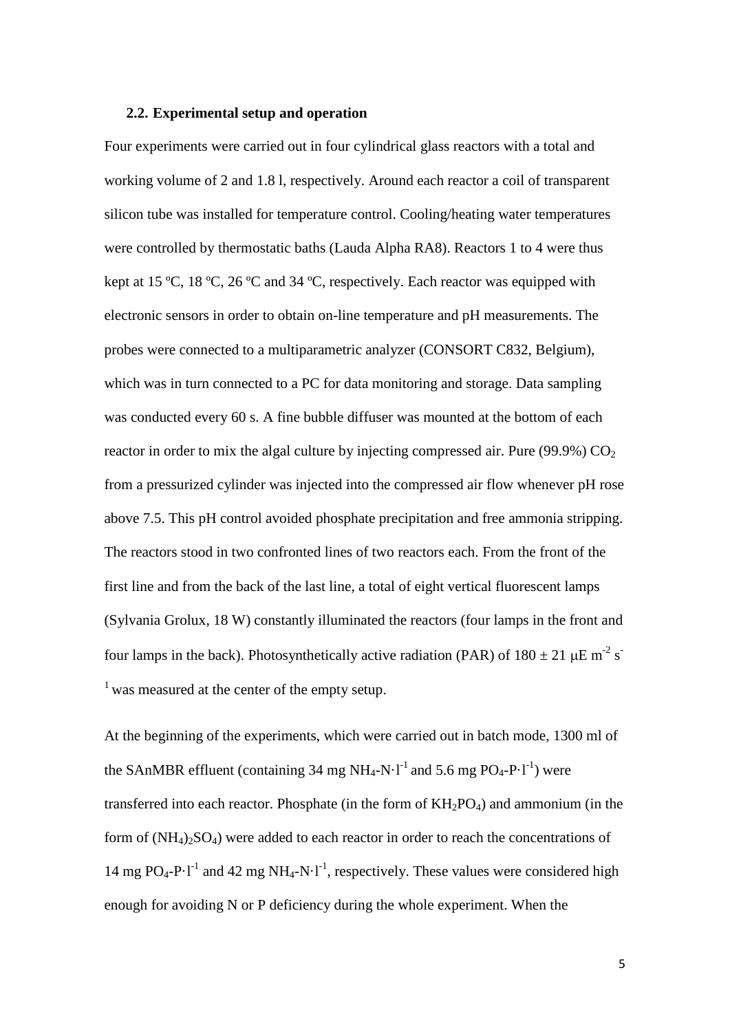### 2.2. Experimental setup and operation

Four experiments were carried out in four cylindrical glass reactors with a total and working volume of 2 and 1.8 l, respectively. Around each reactor a coil of transparent silicon tube was installed for temperature control. Cooling/heating water temperatures were controlled by thermostatic baths (Lauda Alpha RA8). Reactors 1 to 4 were thus kept at 15 ºC, 18 ºC, 26 ºC and 34 ºC, respectively. Each reactor was equipped with electronic sensors in order to obtain on-line temperature and pH measurements. The probes were connected to a multiparametric analyzer (CONSORT C832, Belgium), which was in turn connected to a PC for data monitoring and storage. Data sampling was conducted every 60 s. A fine bubble diffuser was mounted at the bottom of each reactor in order to mix the algal culture by injecting compressed air. Pure (99.9%) $CO_2$ from a pressurized cylinder was injected into the compressed air flow whenever pH rose above 7.5. This pH control avoided phosphate precipitation and free ammonia stripping. The reactors stood in two confronted lines of two reactors each. From the front of the first line and from the back of the last line, a total of eight vertical fluorescent lamps (Sylvania Grolux, 18 W) constantly illuminated the reactors (four lamps in the front and four lamps in the back). Photosynthetically active radiation (PAR) of $180 \pm 21$ $\mu E\ m^{-2}\ s^{-1}$ was measured at the center of the empty setup.

At the beginning of the experiments, which were carried out in batch mode, 1300 ml of the SAnMBR effluent (containing 34 mg $NH_4$-N$\cdot l^{-1}$ and 5.6 mg $PO_4$-P$\cdot l^{-1}$) were transferred into each reactor. Phosphate (in the form of $KH_2PO_4$) and ammonium (in the form of $(NH_4)_2SO_4$) were added to each reactor in order to reach the concentrations of 14 mg $PO_4$-P$\cdot l^{-1}$ and 42 mg $NH_4$-N$\cdot l^{-1}$, respectively. These values were considered high enough for avoiding N or P deficiency during the whole experiment. When the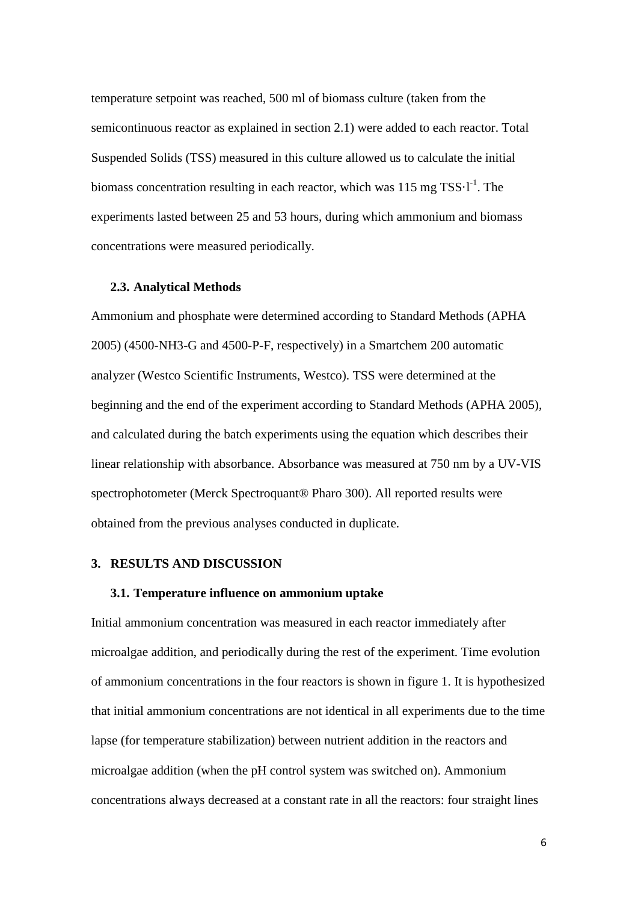temperature setpoint was reached, 500 ml of biomass culture (taken from the semicontinuous reactor as explained in section 2.1) were added to each reactor. Total Suspended Solids (TSS) measured in this culture allowed us to calculate the initial biomass concentration resulting in each reactor, which was 115 mg TSS$\cdot$l$^{-1}$. The experiments lasted between 25 and 53 hours, during which ammonium and biomass concentrations were measured periodically.

### 2.3. Analytical Methods

Ammonium and phosphate were determined according to Standard Methods (APHA 2005) (4500-NH3-G and 4500-P-F, respectively) in a Smartchem 200 automatic analyzer (Westco Scientific Instruments, Westco). TSS were determined at the beginning and the end of the experiment according to Standard Methods (APHA 2005), and calculated during the batch experiments using the equation which describes their linear relationship with absorbance. Absorbance was measured at 750 nm by a UV-VIS spectrophotometer (Merck Spectroquant® Pharo 300). All reported results were obtained from the previous analyses conducted in duplicate.

## 3. RESULTS AND DISCUSSION

### 3.1. Temperature influence on ammonium uptake

Initial ammonium concentration was measured in each reactor immediately after microalgae addition, and periodically during the rest of the experiment. Time evolution of ammonium concentrations in the four reactors is shown in figure 1. It is hypothesized that initial ammonium concentrations are not identical in all experiments due to the time lapse (for temperature stabilization) between nutrient addition in the reactors and microalgae addition (when the pH control system was switched on). Ammonium concentrations always decreased at a constant rate in all the reactors: four straight lines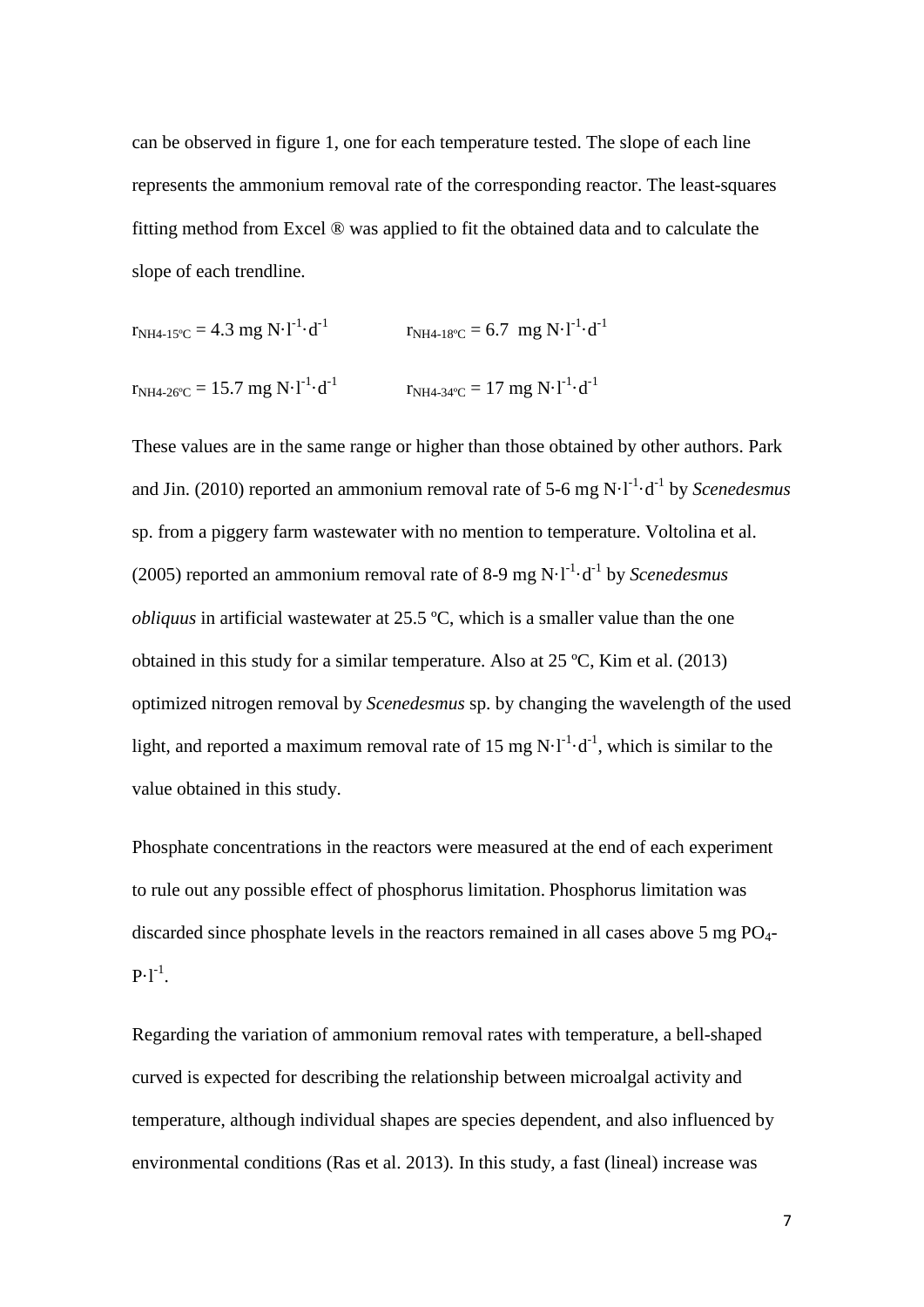can be observed in figure 1, one for each temperature tested. The slope of each line represents the ammonium removal rate of the corresponding reactor. The least-squares fitting method from Excel ® was applied to fit the obtained data and to calculate the slope of each trendline.

$r_{NH4\text{-}15ºC} = 4.3$ mg $N \cdot l^{-1} \cdot d^{-1}$ $\quad$ $r_{NH4\text{-}18ºC} = 6.7$ mg $N \cdot l^{-1} \cdot d^{-1}$

$r_{NH4\text{-}26ºC} = 15.7$ mg $N \cdot l^{-1} \cdot d^{-1}$ $\quad$ $r_{NH4\text{-}34ºC} = 17$ mg $N \cdot l^{-1} \cdot d^{-1}$

These values are in the same range or higher than those obtained by other authors. Park and Jin. (2010) reported an ammonium removal rate of 5-6 mg $N \cdot l^{-1} \cdot d^{-1}$ by *Scenedesmus* sp. from a piggery farm wastewater with no mention to temperature. Voltolina et al. (2005) reported an ammonium removal rate of 8-9 mg $N \cdot l^{-1} \cdot d^{-1}$ by *Scenedesmus obliquus* in artificial wastewater at 25.5 ºC, which is a smaller value than the one obtained in this study for a similar temperature. Also at 25 ºC, Kim et al. (2013) optimized nitrogen removal by *Scenedesmus* sp. by changing the wavelength of the used light, and reported a maximum removal rate of 15 mg $N \cdot l^{-1} \cdot d^{-1}$, which is similar to the value obtained in this study.

Phosphate concentrations in the reactors were measured at the end of each experiment to rule out any possible effect of phosphorus limitation. Phosphorus limitation was discarded since phosphate levels in the reactors remained in all cases above 5 mg $PO_4$-$P \cdot l^{-1}$.

Regarding the variation of ammonium removal rates with temperature, a bell-shaped curved is expected for describing the relationship between microalgal activity and temperature, although individual shapes are species dependent, and also influenced by environmental conditions (Ras et al. 2013). In this study, a fast (lineal) increase was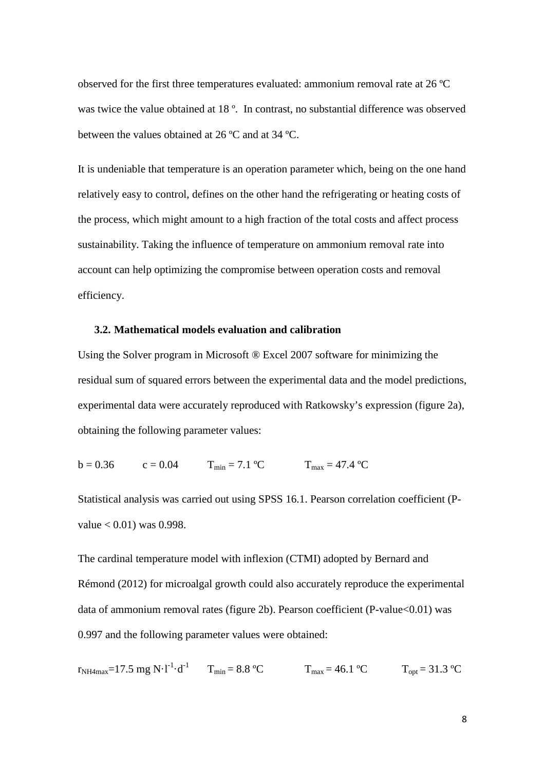observed for the first three temperatures evaluated: ammonium removal rate at 26 ºC was twice the value obtained at 18 º. In contrast, no substantial difference was observed between the values obtained at 26 ºC and at 34 ºC.

It is undeniable that temperature is an operation parameter which, being on the one hand relatively easy to control, defines on the other hand the refrigerating or heating costs of the process, which might amount to a high fraction of the total costs and affect process sustainability. Taking the influence of temperature on ammonium removal rate into account can help optimizing the compromise between operation costs and removal efficiency.

### 3.2. Mathematical models evaluation and calibration

Using the Solver program in Microsoft ® Excel 2007 software for minimizing the residual sum of squared errors between the experimental data and the model predictions, experimental data were accurately reproduced with Ratkowsky's expression (figure 2a), obtaining the following parameter values:

$b = 0.36$ $c = 0.04$ $T_{min} = 7.1$ ºC $T_{max} = 47.4$ ºC

Statistical analysis was carried out using SPSS 16.1. Pearson correlation coefficient (P-value < 0.01) was 0.998.

The cardinal temperature model with inflexion (CTMI) adopted by Bernard and Rémond (2012) for microalgal growth could also accurately reproduce the experimental data of ammonium removal rates (figure 2b). Pearson coefficient (P-value<0.01) was 0.997 and the following parameter values were obtained:

$r_{NH4max}=17.5$ mg $N \cdot l^{-1} \cdot d^{-1}$ $T_{min} = 8.8$ ºC $T_{max} = 46.1$ ºC $T_{opt} = 31.3$ ºC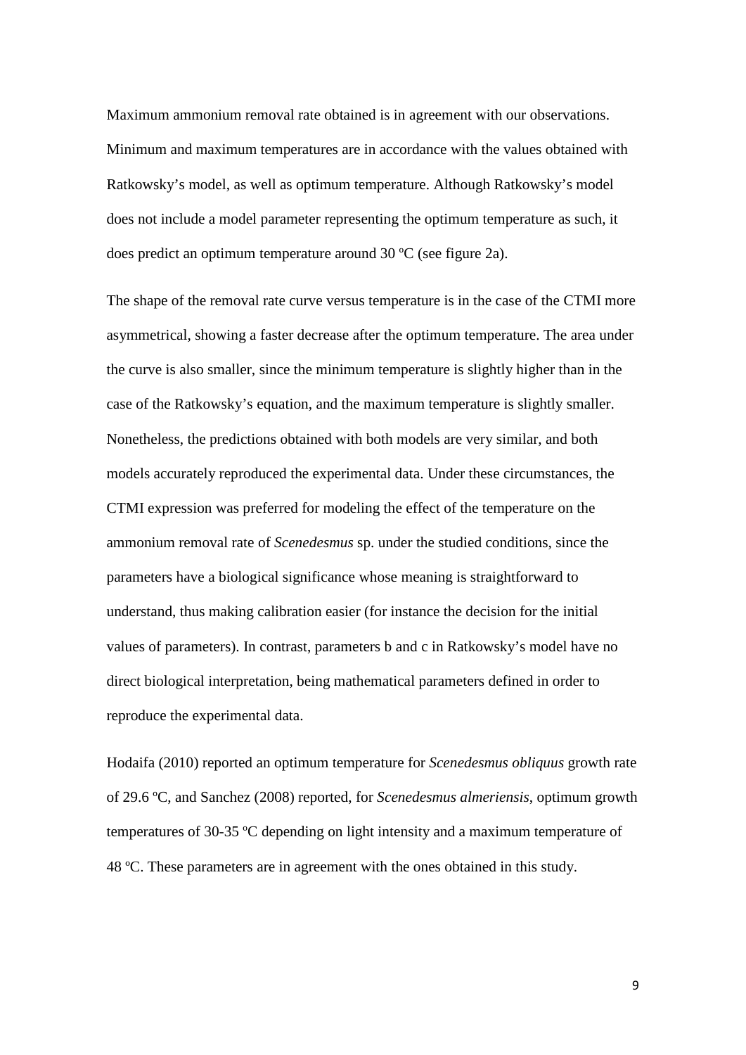Maximum ammonium removal rate obtained is in agreement with our observations. Minimum and maximum temperatures are in accordance with the values obtained with Ratkowsky's model, as well as optimum temperature. Although Ratkowsky's model does not include a model parameter representing the optimum temperature as such, it does predict an optimum temperature around 30 ºC (see figure 2a).

The shape of the removal rate curve versus temperature is in the case of the CTMI more asymmetrical, showing a faster decrease after the optimum temperature. The area under the curve is also smaller, since the minimum temperature is slightly higher than in the case of the Ratkowsky's equation, and the maximum temperature is slightly smaller. Nonetheless, the predictions obtained with both models are very similar, and both models accurately reproduced the experimental data. Under these circumstances, the CTMI expression was preferred for modeling the effect of the temperature on the ammonium removal rate of *Scenedesmus* sp. under the studied conditions, since the parameters have a biological significance whose meaning is straightforward to understand, thus making calibration easier (for instance the decision for the initial values of parameters). In contrast, parameters b and c in Ratkowsky's model have no direct biological interpretation, being mathematical parameters defined in order to reproduce the experimental data.

Hodaifa (2010) reported an optimum temperature for *Scenedesmus obliquus* growth rate of 29.6 ºC, and Sanchez (2008) reported, for *Scenedesmus almeriensis*, optimum growth temperatures of 30-35 ºC depending on light intensity and a maximum temperature of 48 ºC. These parameters are in agreement with the ones obtained in this study.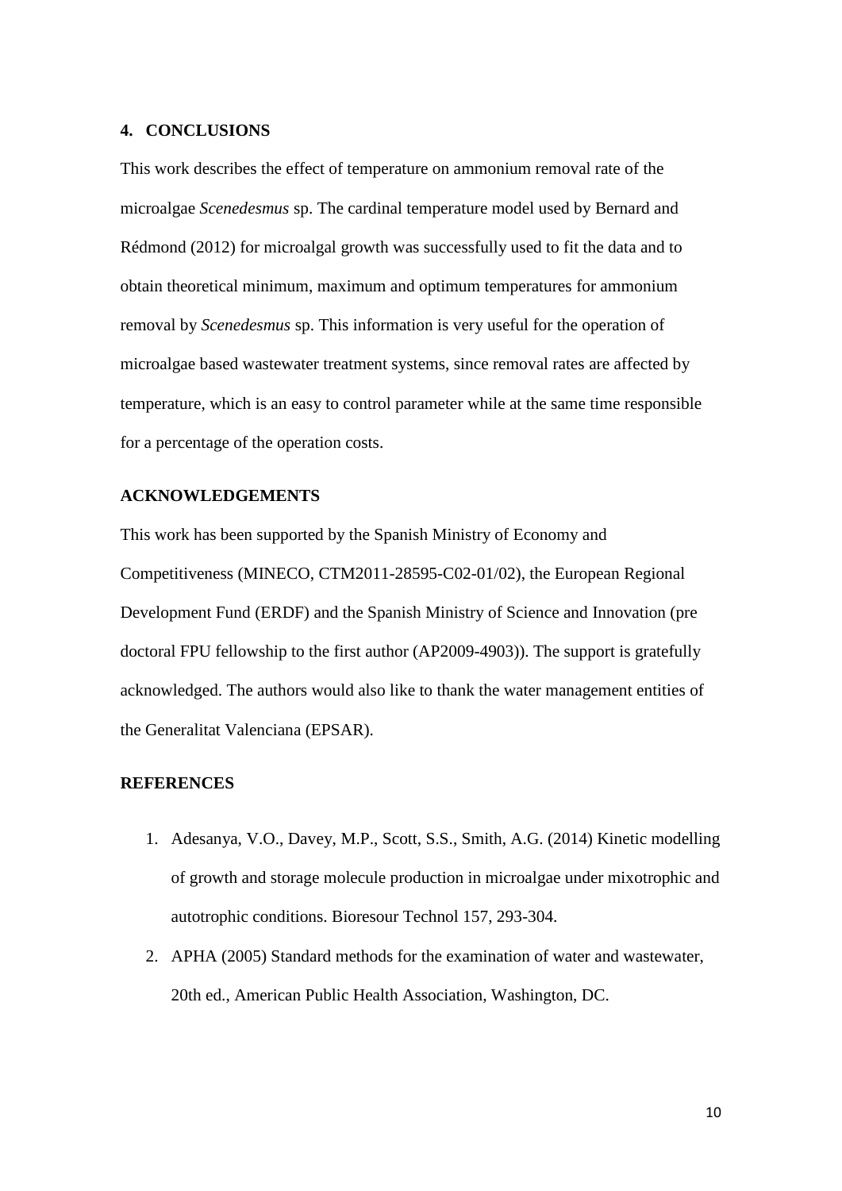## 4. CONCLUSIONS

This work describes the effect of temperature on ammonium removal rate of the microalgae *Scenedesmus* sp. The cardinal temperature model used by Bernard and Rédmond (2012) for microalgal growth was successfully used to fit the data and to obtain theoretical minimum, maximum and optimum temperatures for ammonium removal by *Scenedesmus* sp. This information is very useful for the operation of microalgae based wastewater treatment systems, since removal rates are affected by temperature, which is an easy to control parameter while at the same time responsible for a percentage of the operation costs.

## ACKNOWLEDGEMENTS

This work has been supported by the Spanish Ministry of Economy and Competitiveness (MINECO, CTM2011-28595-C02-01/02), the European Regional Development Fund (ERDF) and the Spanish Ministry of Science and Innovation (pre doctoral FPU fellowship to the first author (AP2009-4903)). The support is gratefully acknowledged. The authors would also like to thank the water management entities of the Generalitat Valenciana (EPSAR).

## REFERENCES

1. Adesanya, V.O., Davey, M.P., Scott, S.S., Smith, A.G. (2014) Kinetic modelling of growth and storage molecule production in microalgae under mixotrophic and autotrophic conditions. Bioresour Technol 157, 293-304.
2. APHA (2005) Standard methods for the examination of water and wastewater, 20th ed., American Public Health Association, Washington, DC.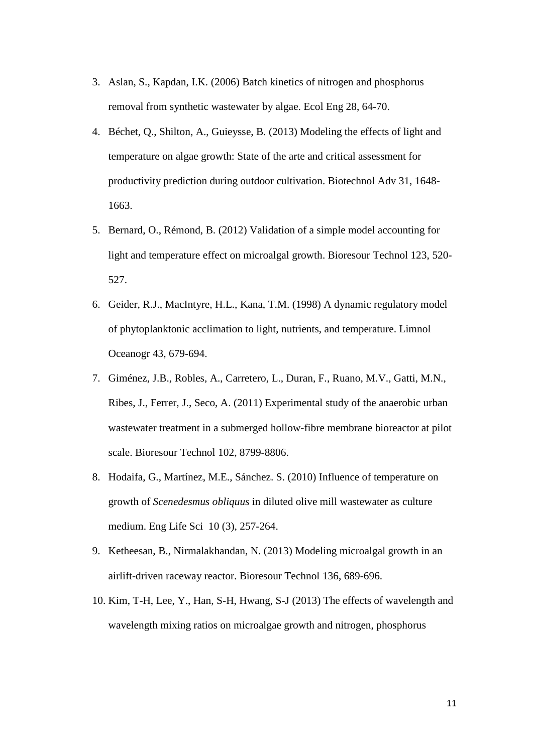3. Aslan, S., Kapdan, I.K. (2006) Batch kinetics of nitrogen and phosphorus removal from synthetic wastewater by algae. Ecol Eng 28, 64-70.
4. Béchet, Q., Shilton, A., Guieysse, B. (2013) Modeling the effects of light and temperature on algae growth: State of the arte and critical assessment for productivity prediction during outdoor cultivation. Biotechnol Adv 31, 1648-1663.
5. Bernard, O., Rémond, B. (2012) Validation of a simple model accounting for light and temperature effect on microalgal growth. Bioresour Technol 123, 520-527.
6. Geider, R.J., MacIntyre, H.L., Kana, T.M. (1998) A dynamic regulatory model of phytoplanktonic acclimation to light, nutrients, and temperature. Limnol Oceanogr 43, 679-694.
7. Giménez, J.B., Robles, A., Carretero, L., Duran, F., Ruano, M.V., Gatti, M.N., Ribes, J., Ferrer, J., Seco, A. (2011) Experimental study of the anaerobic urban wastewater treatment in a submerged hollow-fibre membrane bioreactor at pilot scale. Bioresour Technol 102, 8799-8806.
8. Hodaifa, G., Martínez, M.E., Sánchez. S. (2010) Influence of temperature on growth of *Scenedesmus obliquus* in diluted olive mill wastewater as culture medium. Eng Life Sci 10 (3), 257-264.
9. Ketheesan, B., Nirmalakhandan, N. (2013) Modeling microalgal growth in an airlift-driven raceway reactor. Bioresour Technol 136, 689-696.
10. Kim, T-H, Lee, Y., Han, S-H, Hwang, S-J (2013) The effects of wavelength and wavelength mixing ratios on microalgae growth and nitrogen, phosphorus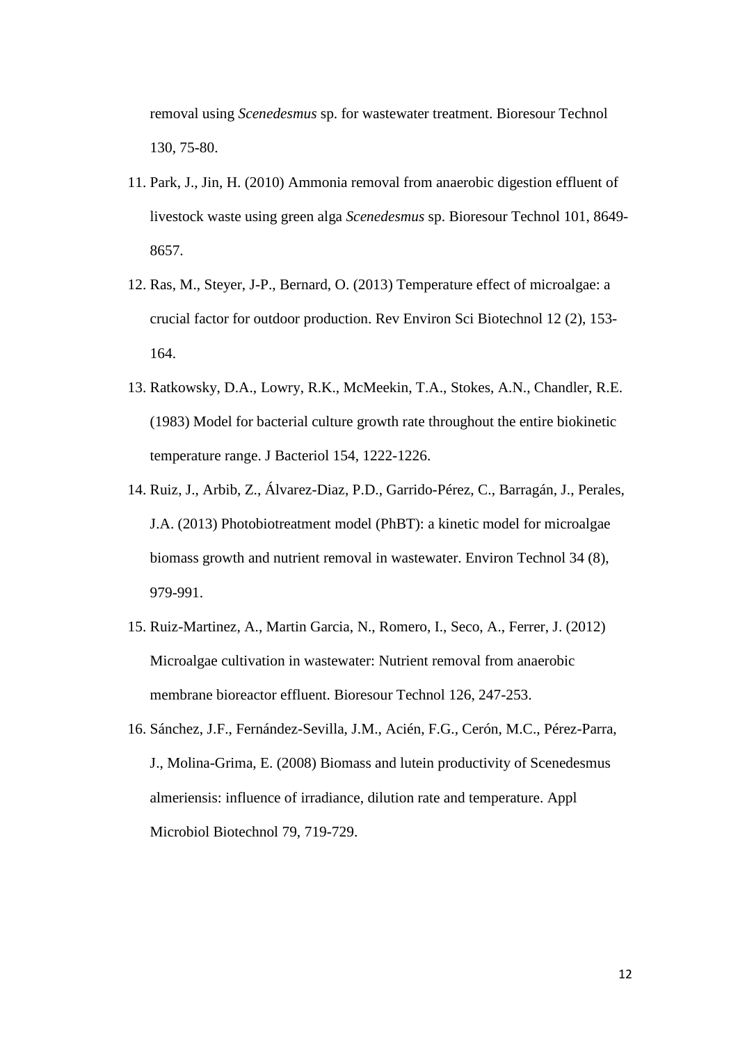removal using *Scenedesmus* sp. for wastewater treatment. Bioresour Technol 130, 75-80.

11. Park, J., Jin, H. (2010) Ammonia removal from anaerobic digestion effluent of livestock waste using green alga *Scenedesmus* sp. Bioresour Technol 101, 8649-8657.
12. Ras, M., Steyer, J-P., Bernard, O. (2013) Temperature effect of microalgae: a crucial factor for outdoor production. Rev Environ Sci Biotechnol 12 (2), 153-164.
13. Ratkowsky, D.A., Lowry, R.K., McMeekin, T.A., Stokes, A.N., Chandler, R.E. (1983) Model for bacterial culture growth rate throughout the entire biokinetic temperature range. J Bacteriol 154, 1222-1226.
14. Ruiz, J., Arbib, Z., Álvarez-Diaz, P.D., Garrido-Pérez, C., Barragán, J., Perales, J.A. (2013) Photobiotreatment model (PhBT): a kinetic model for microalgae biomass growth and nutrient removal in wastewater. Environ Technol 34 (8), 979-991.
15. Ruiz-Martinez, A., Martin Garcia, N., Romero, I., Seco, A., Ferrer, J. (2012) Microalgae cultivation in wastewater: Nutrient removal from anaerobic membrane bioreactor effluent. Bioresour Technol 126, 247-253.
16. Sánchez, J.F., Fernández-Sevilla, J.M., Acién, F.G., Cerón, M.C., Pérez-Parra, J., Molina-Grima, E. (2008) Biomass and lutein productivity of Scenedesmus almeriensis: influence of irradiance, dilution rate and temperature. Appl Microbiol Biotechnol 79, 719-729.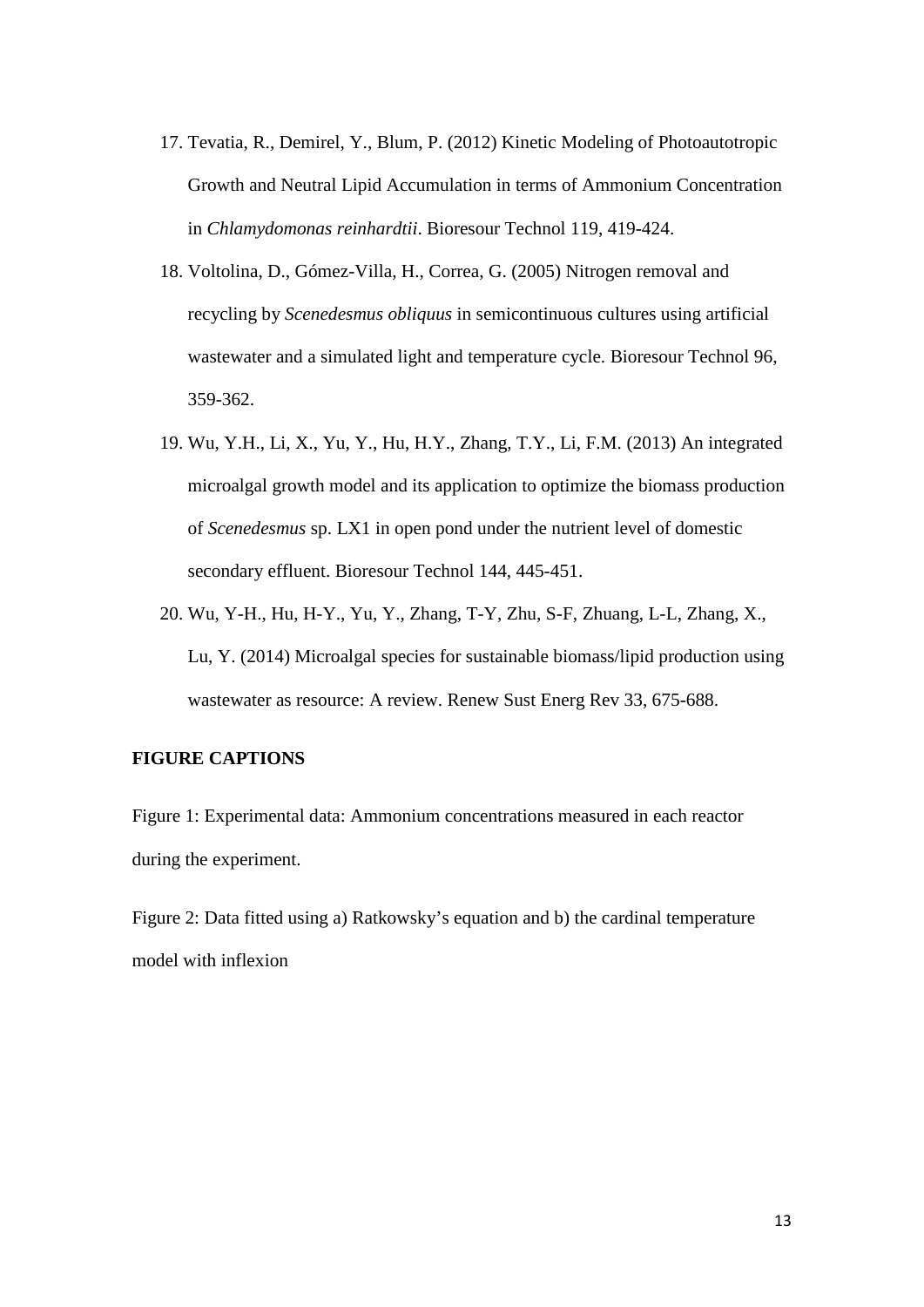17. Tevatia, R., Demirel, Y., Blum, P. (2012) Kinetic Modeling of Photoautotropic Growth and Neutral Lipid Accumulation in terms of Ammonium Concentration in *Chlamydomonas reinhardtii*. Bioresour Technol 119, 419-424.
18. Voltolina, D., Gómez-Villa, H., Correa, G. (2005) Nitrogen removal and recycling by *Scenedesmus obliquus* in semicontinuous cultures using artificial wastewater and a simulated light and temperature cycle. Bioresour Technol 96, 359-362.
19. Wu, Y.H., Li, X., Yu, Y., Hu, H.Y., Zhang, T.Y., Li, F.M. (2013) An integrated microalgal growth model and its application to optimize the biomass production of *Scenedesmus* sp. LX1 in open pond under the nutrient level of domestic secondary effluent. Bioresour Technol 144, 445-451.
20. Wu, Y-H., Hu, H-Y., Yu, Y., Zhang, T-Y, Zhu, S-F, Zhuang, L-L, Zhang, X., Lu, Y. (2014) Microalgal species for sustainable biomass/lipid production using wastewater as resource: A review. Renew Sust Energ Rev 33, 675-688.

## FIGURE CAPTIONS

Figure 1: Experimental data: Ammonium concentrations measured in each reactor during the experiment.

Figure 2: Data fitted using a) Ratkowsky's equation and b) the cardinal temperature model with inflexion